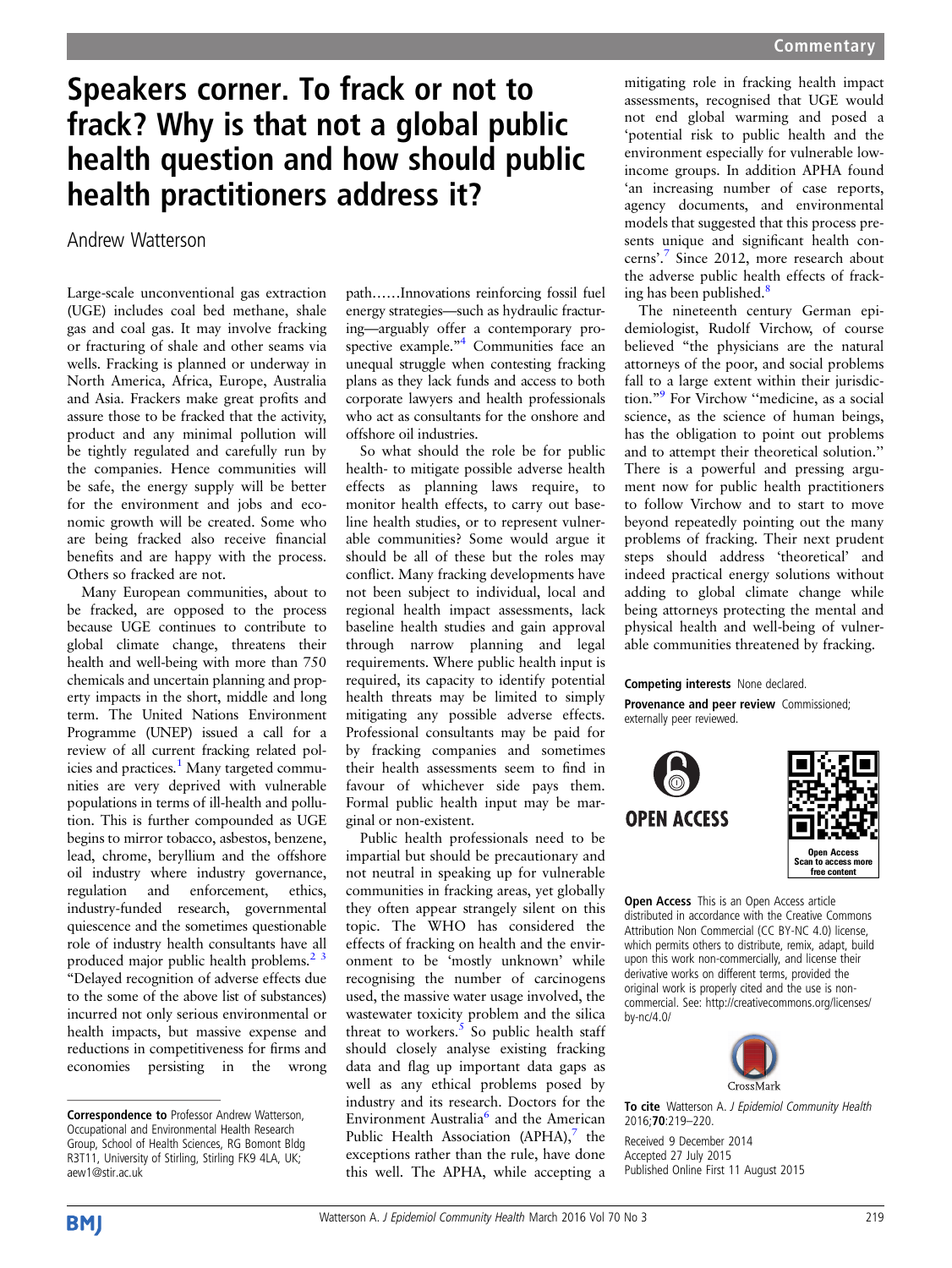# Speakers corner. To frack or not to frack? Why is that not a global public health question and how should public health practitioners address it?

Andrew Watterson

Large-scale unconventional gas extraction (UGE) includes coal bed methane, shale gas and coal gas. It may involve fracking or fracturing of shale and other seams via wells. Fracking is planned or underway in North America, Africa, Europe, Australia and Asia. Frackers make great profits and assure those to be fracked that the activity, product and any minimal pollution will be tightly regulated and carefully run by the companies. Hence communities will be safe, the energy supply will be better for the environment and jobs and economic growth will be created. Some who are being fracked also receive financial benefits and are happy with the process. Others so fracked are not.

Many European communities, about to be fracked, are opposed to the process because UGE continues to contribute to global climate change, threatens their health and well-being with more than 750 chemicals and uncertain planning and property impacts in the short, middle and long term. The United Nations Environment Programme (UNEP) issued a call for a review of all current fracking related policies and practices.[1] Many targeted communities are very deprived with vulnerable populations in terms of ill-health and pollution. This is further compounded as UGE begins to mirror tobacco, asbestos, benzene, lead, chrome, beryllium and the offshore oil industry where industry governance, regulation and enforcement, ethics, industry-funded research, governmental quiescence and the sometimes questionable role of industry health consultants have all produced major public health problems.[2 3] "Delayed recognition of adverse effects due to the some of the above list of substances) incurred not only serious environmental or health impacts, but massive expense and reductions in competitiveness for firms and economies persisting in the wrong path……Innovations reinforcing fossil fuel energy strategies—such as hydraulic fracturing—arguably offer a contemporary prospective example."[4] Communities face an unequal struggle when contesting fracking plans as they lack funds and access to both corporate lawyers and health professionals who act as consultants for the onshore and offshore oil industries.

So what should the role be for public health- to mitigate possible adverse health effects as planning laws require, to monitor health effects, to carry out baseline health studies, or to represent vulnerable communities? Some would argue it should be all of these but the roles may conflict. Many fracking developments have not been subject to individual, local and regional health impact assessments, lack baseline health studies and gain approval through narrow planning and legal requirements. Where public health input is required, its capacity to identify potential health threats may be limited to simply mitigating any possible adverse effects. Professional consultants may be paid for by fracking companies and sometimes their health assessments seem to find in favour of whichever side pays them. Formal public health input may be marginal or non-existent.

Public health professionals need to be impartial but should be precautionary and not neutral in speaking up for vulnerable communities in fracking areas, yet globally they often appear strangely silent on this topic. The WHO has considered the effects of fracking on health and the environment to be 'mostly unknown' while recognising the number of carcinogens used, the massive water usage involved, the wastewater toxicity problem and the silica threat to workers.[5] So public health staff should closely analyse existing fracking data and flag up important data gaps as well as any ethical problems posed by industry and its research. Doctors for the Environment Australia[6] and the American Public Health Association (APHA),[7] the exceptions rather than the rule, have done this well. The APHA, while accepting a mitigating role in fracking health impact assessments, recognised that UGE would not end global warming and posed a 'potential risk to public health and the environment especially for vulnerable low-income groups. In addition APHA found 'an increasing number of case reports, agency documents, and environmental models that suggested that this process presents unique and significant health concerns'.[7] Since 2012, more research about the adverse public health effects of fracking has been published.[8]

The nineteenth century German epidemiologist, Rudolf Virchow, of course believed "the physicians are the natural attorneys of the poor, and social problems fall to a large extent within their jurisdiction."[9] For Virchow "medicine, as a social science, as the science of human beings, has the obligation to point out problems and to attempt their theoretical solution." There is a powerful and pressing argument now for public health practitioners to follow Virchow and to start to move beyond repeatedly pointing out the many problems of fracking. Their next prudent steps should address 'theoretical' and indeed practical energy solutions without adding to global climate change while being attorneys protecting the mental and physical health and well-being of vulnerable communities threatened by fracking.

**Competing interests** None declared.

**Provenance and peer review** Commissioned; externally peer reviewed.

OPEN ACCESS

Open Access Scan to access more free content

**Open Access** This is an Open Access article distributed in accordance with the Creative Commons Attribution Non Commercial (CC BY-NC 4.0) license, which permits others to distribute, remix, adapt, build upon this work non-commercially, and license their derivative works on different terms, provided the original work is properly cited and the use is non-commercial. See: http://creativecommons.org/licenses/by-nc/4.0/

**To cite** Watterson A. *J Epidemiol Community Health* 2016;**70**:219–220.

Received 9 December 2014
Accepted 27 July 2015
Published Online First 11 August 2015

**Correspondence to** Professor Andrew Watterson, Occupational and Environmental Health Research Group, School of Health Sciences, RG Bomont Bldg R3T11, University of Stirling, Stirling FK9 4LA, UK; aew1@stir.ac.uk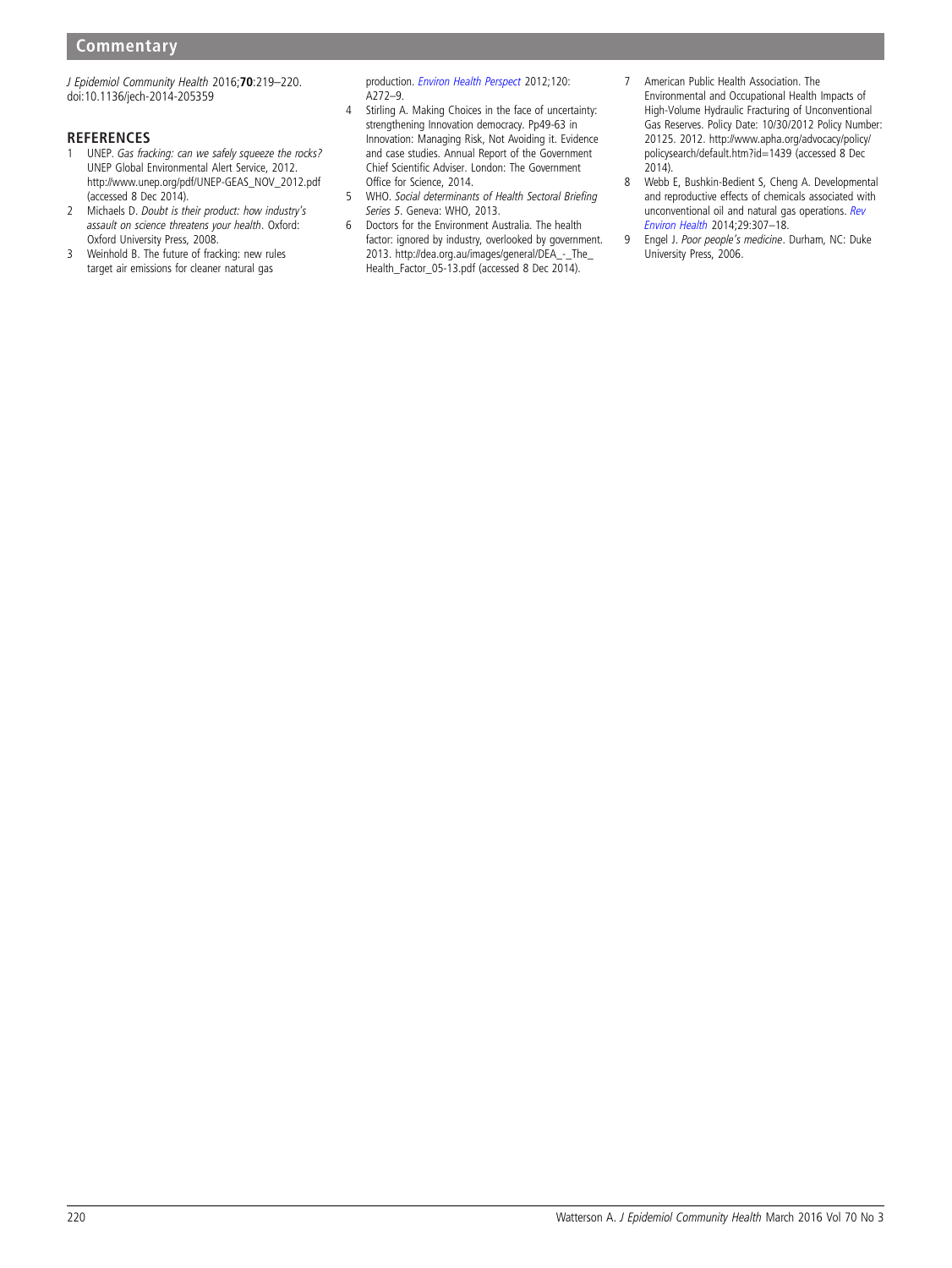*J Epidemiol Community Health* 2016;**70**:219–220.
doi:10.1136/jech-2014-205359

## REFERENCES

1. UNEP. *Gas fracking: can we safely squeeze the rocks?* UNEP Global Environmental Alert Service, 2012. http://www.unep.org/pdf/UNEP-GEAS_NOV_2012.pdf (accessed 8 Dec 2014).
2. Michaels D. *Doubt is their product: how industry's assault on science threatens your health*. Oxford: Oxford University Press, 2008.
3. Weinhold B. The future of fracking: new rules target air emissions for cleaner natural gas production. *Environ Health Perspect* 2012;120: A272–9.
4. Stirling A. Making Choices in the face of uncertainty: strengthening Innovation democracy. Pp49-63 in Innovation: Managing Risk, Not Avoiding it. Evidence and case studies. Annual Report of the Government Chief Scientific Adviser. London: The Government Office for Science, 2014.
5. WHO. *Social determinants of Health Sectoral Briefing Series 5*. Geneva: WHO, 2013.
6. Doctors for the Environment Australia. The health factor: ignored by industry, overlooked by government. 2013. http://dea.org.au/images/general/DEA_-_The_Health_Factor_05-13.pdf (accessed 8 Dec 2014).
7. American Public Health Association. The Environmental and Occupational Health Impacts of High-Volume Hydraulic Fracturing of Unconventional Gas Reserves. Policy Date: 10/30/2012 Policy Number: 20125. 2012. http://www.apha.org/advocacy/policy/policysearch/default.htm?id=1439 (accessed 8 Dec 2014).
8. Webb E, Bushkin-Bedient S, Cheng A. Developmental and reproductive effects of chemicals associated with unconventional oil and natural gas operations. *Rev Environ Health* 2014;29:307–18.
9. Engel J. *Poor people's medicine*. Durham, NC: Duke University Press, 2006.